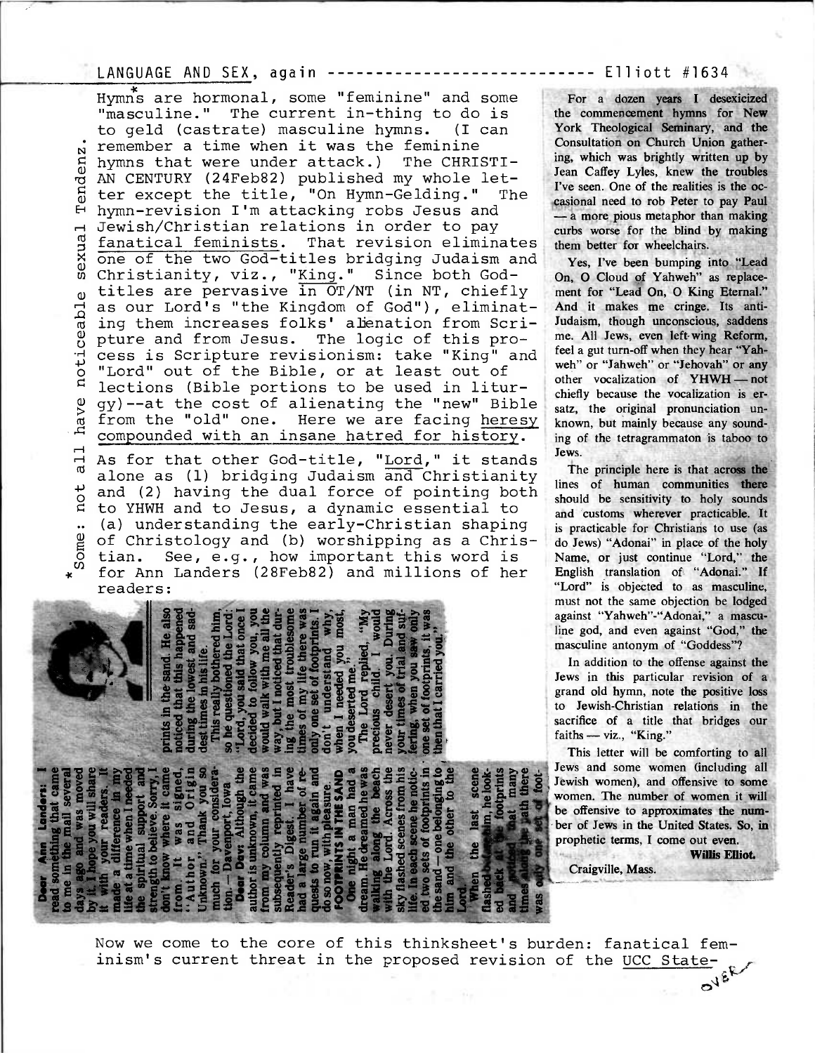LANGUAGE AND SEX, again -------------------------- Elliott #1634

Hymns* are hormonal, some "feminine" and some "masculine." The current in-thing to do is to geld (castrate) masculine hymns. (I can remember a time when it was the feminine hymns that were under attack.) The CHRISTIAN CENTURY (24Feb82) published my whole letter except the title, "On Hymn-Gelding." The hymn-revision I'm attacking robs Jesus and Jewish/Christian relations in order to pay fanatical feminists. That revision eliminates one of the two God-titles bridging Judaism and Christianity, viz., "King." Since both God-titles are pervasive in OT/NT (in NT, chiefly as our Lord's "the Kingdom of God"), eliminating them increases folks' alienation from Scripture and from Jesus. The logic of this process is Scripture revisionism: take "King" and "Lord" out of the Bible, or at least out of lections (Bible portions to be used in liturgy)--at the cost of alienating the "new" Bible from the "old" one. Here we are facing heresy compounded with an insane hatred for history.

As for that other God-title, "Lord," it stands alone as (1) bridging Judaism and Christianity and (2) having the dual force of pointing both to YHWH and to Jesus, a dynamic essential to (a) understanding the early-Christian shaping of Christology and (b) worshipping as a Christian. See, e.g., how important this word is for Ann Landers (28Feb82) and millions of her readers:

\*Some: not all have noticeable sexual Tendenz.

**Dear Ann Landers:** I read something that came to me in the mail several days ago and was moved by it. I hope you will share it with your readers. It made a difference in my life at a time when I needed the spiritual support and strength to believe. Sorry, I don't know where it came from. It was signed, "Author and Origin Unknown." Thank you so much for your consideration. — Davenport, Iowa

**Dear Dev:** Although the author is unknown, it came from my column and was subsequently reprinted in Reader's Digest. I have had a large number of requests to run it again and do so now, with pleasure.

**FOOTPRINTS IN THE SAND**

One night a man had a dream. He dreamed he was walking along the beach with the Lord. Across the sky flashed scenes from his life. In each scene he noticed two sets of footprints in the sand — one belonging to him and the other to the Lord.

When the last scene flashed before him, he looked back at the footprints and noticed that many times along the path there was only one set of footprints in the sand. He also noticed that this happened during the lowest and saddest times in his life.

This really bothered him, so he questioned the Lord: "Lord, you said that once I decided to follow you, you would walk with me all the way, but I noticed that during the most troublesome times of my life there was only one set of footprints. I don't understand why, when I needed you most, you deserted me."

The Lord replied, "My precious child, I would never desert you. During your times of trial and suffering, when you saw only one set of footprints, it was then that I carried you."

For a dozen years I desexicized the commencement hymns for New York Theological Seminary, and the Consultation on Church Union gathering, which was brightly written up by Jean Caffey Lyles, knew the troubles I've seen. One of the realities is the occasional need to rob Peter to pay Paul — a more pious metaphor than making curbs worse for the blind by making them better for wheelchairs.

Yes, I've been bumping into "Lead On, O Cloud of Yahweh" as replacement for "Lead On, O King Eternal." And it makes me cringe. Its anti-Judaism, though unconscious, saddens me. All Jews, even left-wing Reform, feel a gut turn-off when they hear "Yahweh" or "Jahweh" or "Jehovah" or any other vocalization of YHWH — not chiefly because the vocalization is ersatz, the original pronunciation unknown, but mainly because any sounding of the tetragrammaton is taboo to Jews.

The principle here is that across the lines of human communities there should be sensitivity to holy sounds and customs wherever practicable. It is practicable for Christians to use (as do Jews) "Adonai" in place of the holy Name, or just continue "Lord," the English translation of "Adonai." If "Lord" is objected to as masculine, must not the same objection be lodged against "Yahweh"-"Adonai," a masculine god, and even against "God," the masculine antonym of "Goddess"?

In addition to the offense against the Jews in this particular revision of a grand old hymn, note the positive loss to Jewish-Christian relations in the sacrifice of a title that bridges our faiths — viz., "King."

This letter will be comforting to all Jews and some women (including all Jewish women), and offensive to some women. The number of women it will be offensive to approximates the number of Jews in the United States. So, in prophetic terms, I come out even.

**Willis Elliott.**

Craigville, Mass.

Now we come to the core of this thinksheet's burden: fanatical feminism's current threat in the proposed revision of the UCC State- over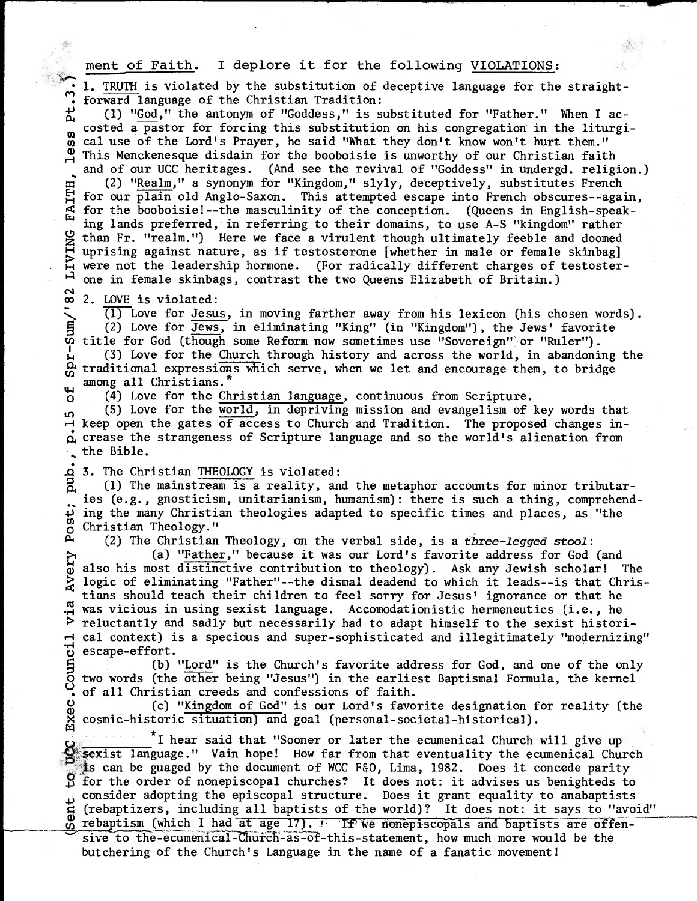ment of Faith. I deplore it for the following VIOLATIONS:

1. TRUTH is violated by the substitution of deceptive language for the straightforward language of the Christian Tradition:

(1) "God," the antonym of "Goddess," is substituted for "Father." When I accosted a pastor for forcing this substitution on his congregation in the liturgical use of the Lord's Prayer, he said "What they don't know won't hurt them." This Menckenesque disdain for the booboisie is unworthy of our Christian faith and of our UCC heritages. (And see the revival of "Goddess" in undergd. religion.)

(2) "Realm," a synonym for "Kingdom," slyly, deceptively, substitutes French for our plain old Anglo-Saxon. This attempted escape into French obscures--again, for the booboisie!--the masculinity of the conception. (Queens in English-speaking lands preferred, in referring to their domains, to use A-S "kingdom" rather than Fr. "realm.") Here we face a virulent though ultimately feeble and doomed uprising against nature, as if testosterone [whether in male or female skinbag] were not the leadership hormone. (For radically different charges of testosterone in female skinbags, contrast the two Queens Elizabeth of Britain.)

2. LOVE is violated:

(1) Love for Jesus, in moving farther away from his lexicon (his chosen words).

(2) Love for Jews, in eliminating "King" (in "Kingdom"), the Jews' favorite title for God (though some Reform now sometimes use "Sovereign" or "Ruler").

(3) Love for the Church through history and across the world, in abandoning the traditional expressions which serve, when we let and encourage them, to bridge among all Christians.*

(4) Love for the Christian language, continuous from Scripture.

(5) Love for the world, in depriving mission and evangelism of key words that keep open the gates of access to Church and Tradition. The proposed changes increase the strangeness of Scripture language and so the world's alienation from the Bible.

3. The Christian THEOLOGY is violated:

(1) The mainstream is a reality, and the metaphor accounts for minor tributaries (e.g., gnosticism, unitarianism, humanism): there is such a thing, comprehending the many Christian theologies adapted to specific times and places, as "the Christian Theology."

(2) The Christian Theology, on the verbal side, is a *three-legged stool*:

(a) "Father," because it was our Lord's favorite address for God (and also his most distinctive contribution to theology). Ask any Jewish scholar! The logic of eliminating "Father"--the dismal deadend to which it leads--is that Christians should teach their children to feel sorry for Jesus' ignorance or that he was vicious in using sexist language. Accomodationistic hermeneutics (i.e., he reluctantly and sadly but necessarily had to adapt himself to the sexist historical context) is a specious and super-sophisticated and illegitimately "modernizing" escape-effort.

(b) "Lord" is the Church's favorite address for God, and one of the only two words (the other being "Jesus") in the earliest Baptismal Formula, the kernel of all Christian creeds and confessions of faith.

(c) "Kingdom of God" is our Lord's favorite designation for reality (the cosmic-historic situation) and goal (personal-societal-historical).

*I hear said that "Sooner or later the ecumenical Church will give up sexist language." Vain hope! How far from that eventuality the ecumenical Church is can be guaged by the document of WCC F&O, Lima, 1982. Does it concede parity for the order of nonepiscopal churches? It does not: it advises us benighteds to consider adopting the episcopal structure. Does it grant equality to anabaptists (rebaptizers, including all baptists of the world)? It does not: it says to "avoid" rebaptism (which I had at age 17). If we nonepiscopals and baptists are offensive to the-ecumenical-Church-as-of-this-statement, how much more would be the butchering of the Church's Language in the name of a fanatic movement!

(Sent to UCC Exec.Council via Avery Post; pub., p.15 of Spr-Sum/'82 LIVING FAITH, less Pt.3.)